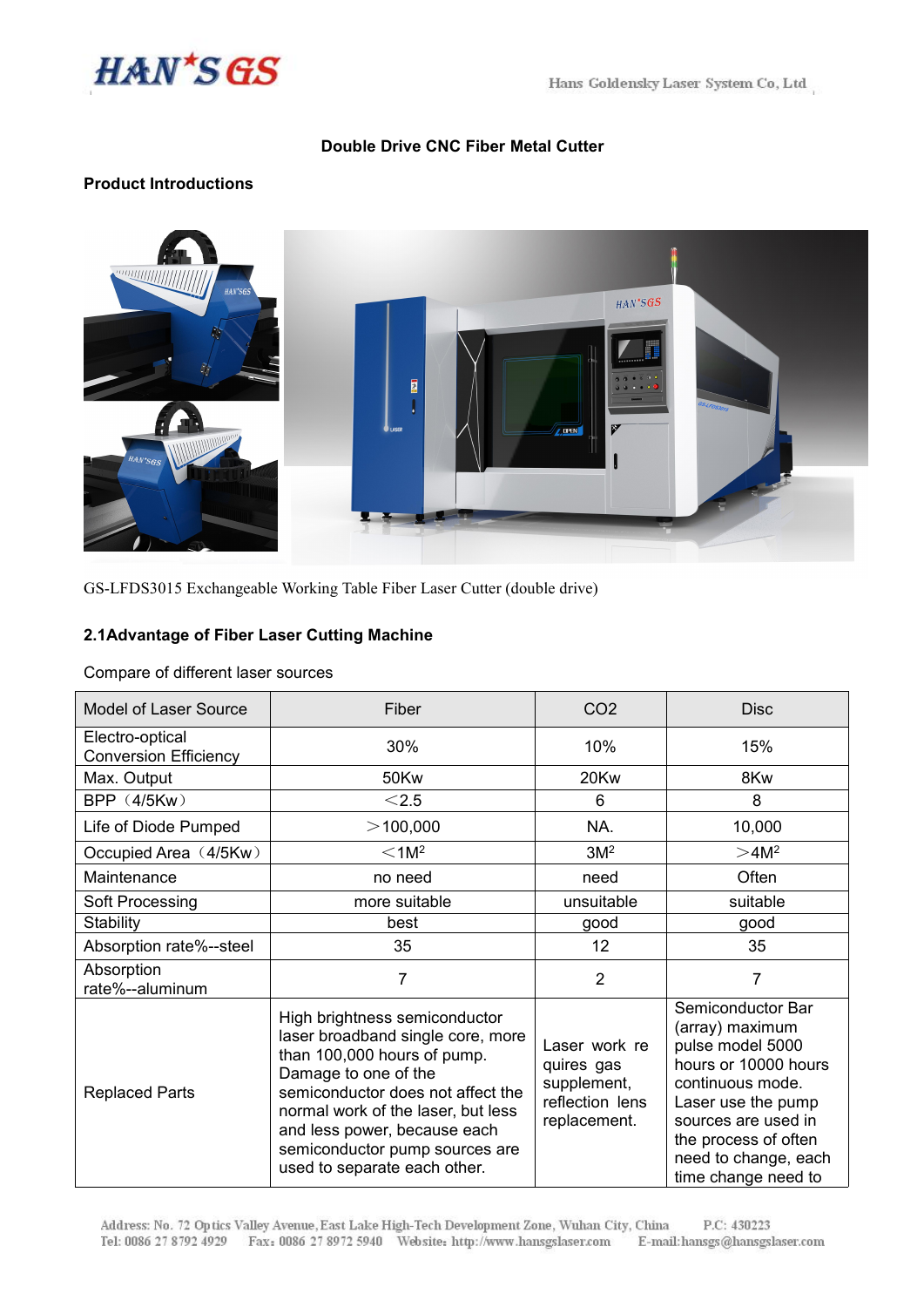# Double Drive CNC Fiber Metal Cutter

## Product Introductions

GS-LFDS3015 Exchangeable Working Table Fiber Laser Cutter (double drive)

## 2.1Advantage of Fiber Laser Cutting Machine

Compare of different laser sources

| Model of Laser Source | Fiber | CO2 | Disc |
|---|---|---|---|
| Electro-optical Conversion Efficiency | 30% | 10% | 15% |
| Max. Output | 50Kw | 20Kw | 8Kw |
| BPP（4/5Kw） | ＜2.5 | 6 | 8 |
| Life of Diode Pumped | ＞100,000 | NA. | 10,000 |
| Occupied Area（4/5Kw） | ＜$1M^2$ | $3M^2$ | ＞$4M^2$ |
| Maintenance | no need | need | Often |
| Soft Processing | more suitable | unsuitable | suitable |
| Stability | best | good | good |
| Absorption rate%--steel | 35 | 12 | 35 |
| Absorption rate%--aluminum | 7 | 2 | 7 |
| Replaced Parts | High brightness semiconductor laser broadband single core, more than 100,000 hours of pump. Damage to one of the semiconductor does not affect the normal work of the laser, but less and less power, because each semiconductor pump sources are used to separate each other. | Laser work re quires gas supplement, reflection lens replacement. | Semiconductor Bar (array) maximum pulse model 5000 hours or 10000 hours continuous mode. Laser use the pump sources are used in the process of often need to change, each time change need to |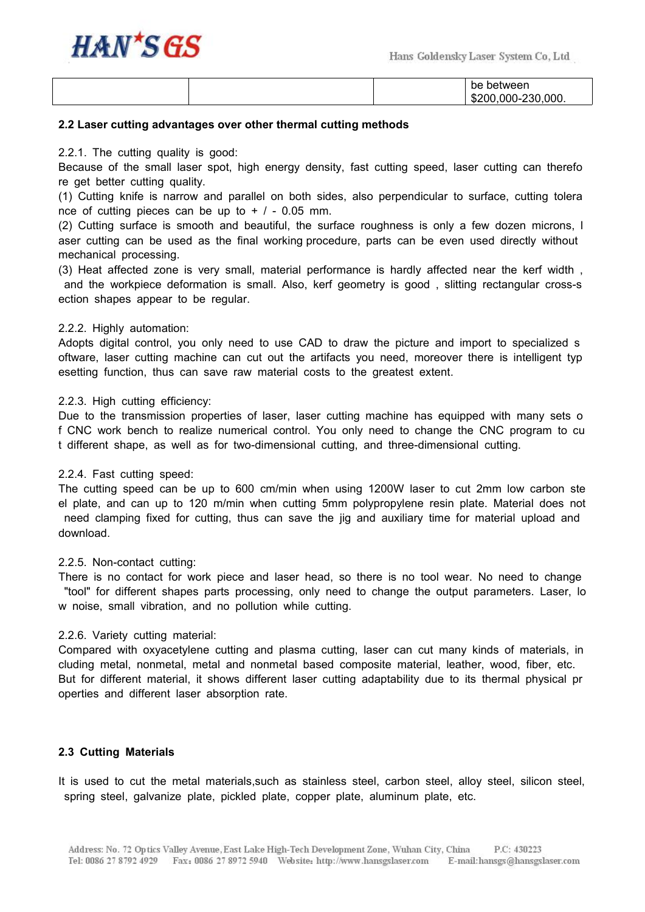| | | | be between $200,000-230,000. |
|---|---|---|---|

**2.2 Laser cutting advantages over other thermal cutting methods**

2.2.1. The cutting quality is good:
Because of the small laser spot, high energy density, fast cutting speed, laser cutting can therefore get better cutting quality.
(1) Cutting knife is narrow and parallel on both sides, also perpendicular to surface, cutting tolerance of cutting pieces can be up to + / - 0.05 mm.
(2) Cutting surface is smooth and beautiful, the surface roughness is only a few dozen microns, laser cutting can be used as the final working procedure, parts can be even used directly without mechanical processing.
(3) Heat affected zone is very small, material performance is hardly affected near the kerf width , and the workpiece deformation is small. Also, kerf geometry is good , slitting rectangular cross-section shapes appear to be regular.

2.2.2. Highly automation:
Adopts digital control, you only need to use CAD to draw the picture and import to specialized software, laser cutting machine can cut out the artifacts you need, moreover there is intelligent typesetting function, thus can save raw material costs to the greatest extent.

2.2.3. High cutting efficiency:
Due to the transmission properties of laser, laser cutting machine has equipped with many sets of CNC work bench to realize numerical control. You only need to change the CNC program to cut different shape, as well as for two-dimensional cutting, and three-dimensional cutting.

2.2.4. Fast cutting speed:
The cutting speed can be up to 600 cm/min when using 1200W laser to cut 2mm low carbon steel plate, and can up to 120 m/min when cutting 5mm polypropylene resin plate. Material does not need clamping fixed for cutting, thus can save the jig and auxiliary time for material upload and download.

2.2.5. Non-contact cutting:
There is no contact for work piece and laser head, so there is no tool wear. No need to change "tool" for different shapes parts processing, only need to change the output parameters. Laser, low noise, small vibration, and no pollution while cutting.

2.2.6. Variety cutting material:
Compared with oxyacetylene cutting and plasma cutting, laser can cut many kinds of materials, including metal, nonmetal, metal and nonmetal based composite material, leather, wood, fiber, etc. But for different material, it shows different laser cutting adaptability due to its thermal physical properties and different laser absorption rate.

**2.3 Cutting Materials**

It is used to cut the metal materials,such as stainless steel, carbon steel, alloy steel, silicon steel, spring steel, galvanize plate, pickled plate, copper plate, aluminum plate, etc.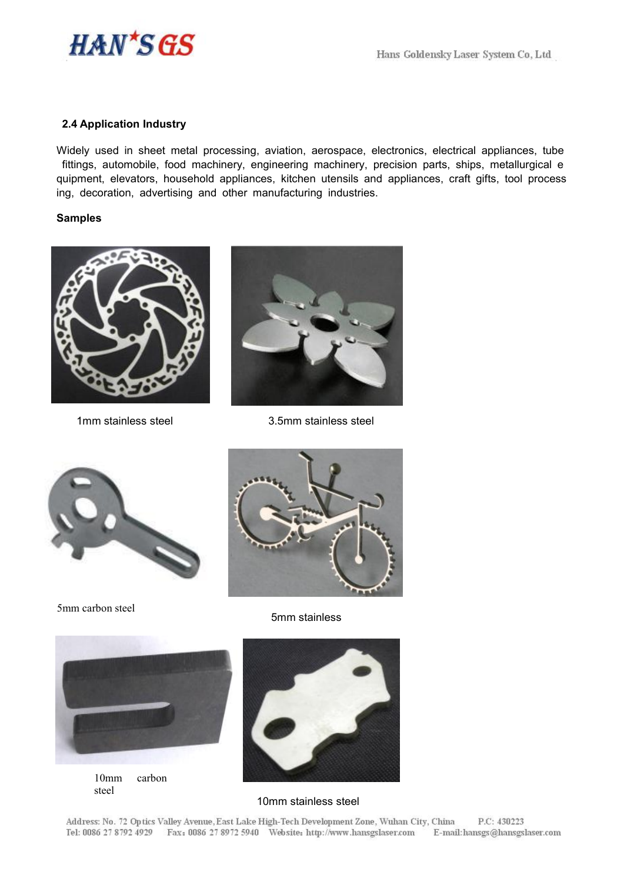### 2.4 Application Industry

Widely used in sheet metal processing, aviation, aerospace, electronics, electrical appliances, tube fittings, automobile, food machinery, engineering machinery, precision parts, ships, metallurgical equipment, elevators, household appliances, kitchen utensils and appliances, craft gifts, tool processing, decoration, advertising and other manufacturing industries.

**Samples**

1mm stainless steel

3.5mm stainless steel

5mm carbon steel

5mm stainless

10mm carbon steel

10mm stainless steel